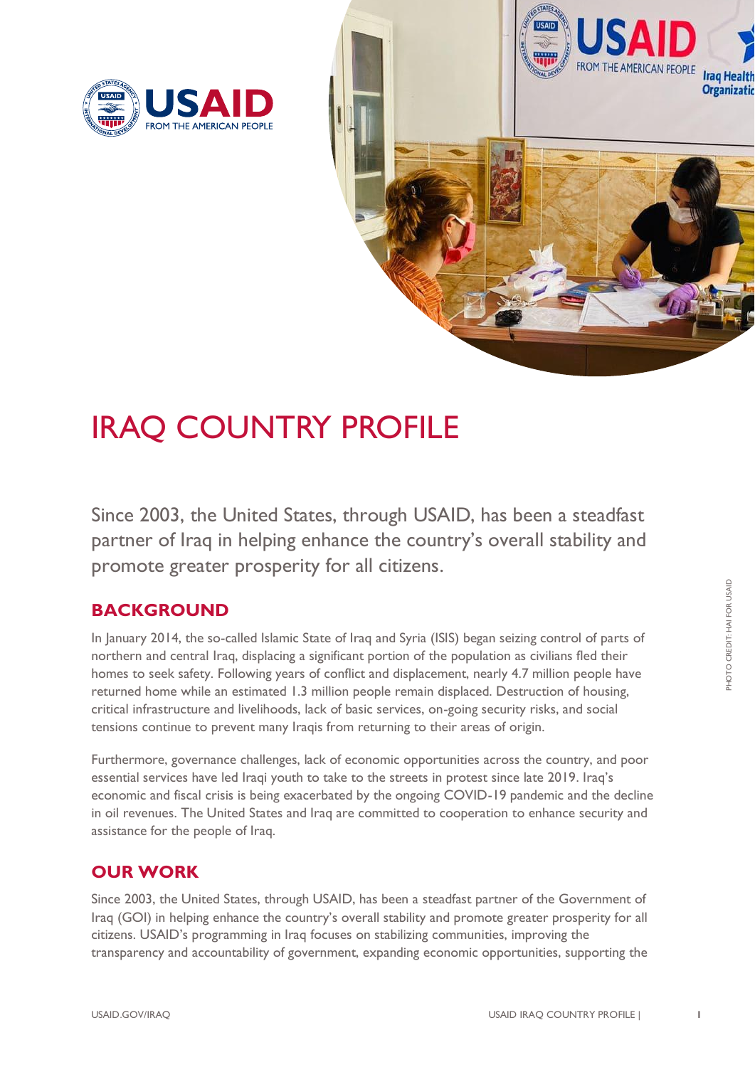# IRAQ COUNTRY PROFILE

Since 2003, the United States, through USAID, has been a steadfast partner of Iraq in helping enhance the country's overall stability and promote greater prosperity for all citizens.

## BACKGROUND

In January 2014, the so-called Islamic State of Iraq and Syria (ISIS) began seizing control of parts of northern and central Iraq, displacing a significant portion of the population as civilians fled their homes to seek safety. Following years of conflict and displacement, nearly 4.7 million people have returned home while an estimated 1.3 million people remain displaced. Destruction of housing, critical infrastructure and livelihoods, lack of basic services, on-going security risks, and social tensions continue to prevent many Iraqis from returning to their areas of origin.

Furthermore, governance challenges, lack of economic opportunities across the country, and poor essential services have led Iraqi youth to take to the streets in protest since late 2019. Iraq's economic and fiscal crisis is being exacerbated by the ongoing COVID-19 pandemic and the decline in oil revenues. The United States and Iraq are committed to cooperation to enhance security and assistance for the people of Iraq.

## OUR WORK

Since 2003, the United States, through USAID, has been a steadfast partner of the Government of Iraq (GOI) in helping enhance the country's overall stability and promote greater prosperity for all citizens. USAID's programming in Iraq focuses on stabilizing communities, improving the transparency and accountability of government, expanding economic opportunities, supporting the

PHOTO CREDIT: HAI FOR USAID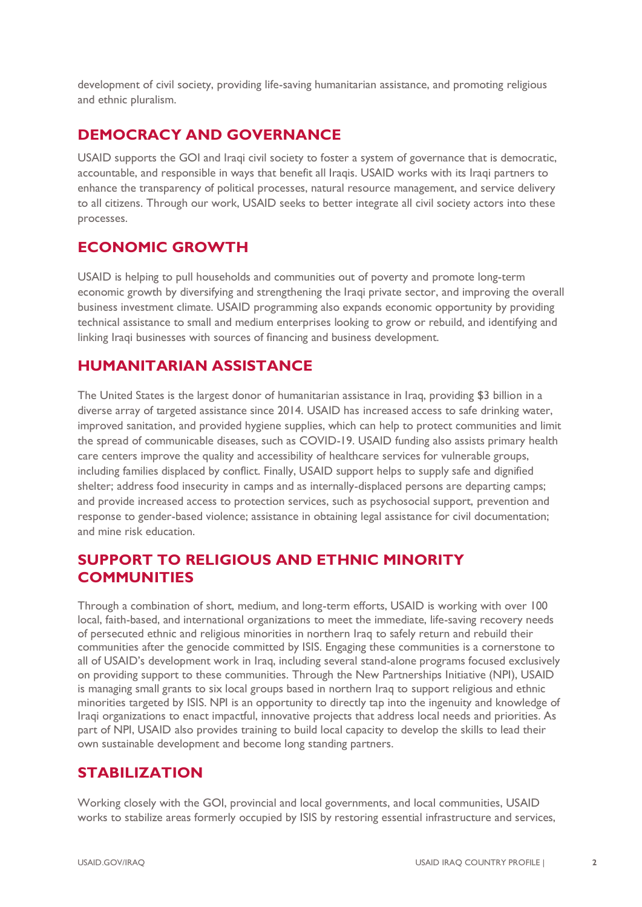development of civil society, providing life-saving humanitarian assistance, and promoting religious and ethnic pluralism.

## DEMOCRACY AND GOVERNANCE

USAID supports the GOI and Iraqi civil society to foster a system of governance that is democratic, accountable, and responsible in ways that benefit all Iraqis. USAID works with its Iraqi partners to enhance the transparency of political processes, natural resource management, and service delivery to all citizens. Through our work, USAID seeks to better integrate all civil society actors into these processes.

## ECONOMIC GROWTH

USAID is helping to pull households and communities out of poverty and promote long-term economic growth by diversifying and strengthening the Iraqi private sector, and improving the overall business investment climate. USAID programming also expands economic opportunity by providing technical assistance to small and medium enterprises looking to grow or rebuild, and identifying and linking Iraqi businesses with sources of financing and business development.

## HUMANITARIAN ASSISTANCE

The United States is the largest donor of humanitarian assistance in Iraq, providing $3 billion in a diverse array of targeted assistance since 2014. USAID has increased access to safe drinking water, improved sanitation, and provided hygiene supplies, which can help to protect communities and limit the spread of communicable diseases, such as COVID-19. USAID funding also assists primary health care centers improve the quality and accessibility of healthcare services for vulnerable groups, including families displaced by conflict. Finally, USAID support helps to supply safe and dignified shelter; address food insecurity in camps and as internally-displaced persons are departing camps; and provide increased access to protection services, such as psychosocial support, prevention and response to gender-based violence; assistance in obtaining legal assistance for civil documentation; and mine risk education.

## SUPPORT TO RELIGIOUS AND ETHNIC MINORITY COMMUNITIES

Through a combination of short, medium, and long-term efforts, USAID is working with over 100 local, faith-based, and international organizations to meet the immediate, life-saving recovery needs of persecuted ethnic and religious minorities in northern Iraq to safely return and rebuild their communities after the genocide committed by ISIS. Engaging these communities is a cornerstone to all of USAID's development work in Iraq, including several stand-alone programs focused exclusively on providing support to these communities. Through the New Partnerships Initiative (NPI), USAID is managing small grants to six local groups based in northern Iraq to support religious and ethnic minorities targeted by ISIS. NPI is an opportunity to directly tap into the ingenuity and knowledge of Iraqi organizations to enact impactful, innovative projects that address local needs and priorities. As part of NPI, USAID also provides training to build local capacity to develop the skills to lead their own sustainable development and become long standing partners.

## STABILIZATION

Working closely with the GOI, provincial and local governments, and local communities, USAID works to stabilize areas formerly occupied by ISIS by restoring essential infrastructure and services,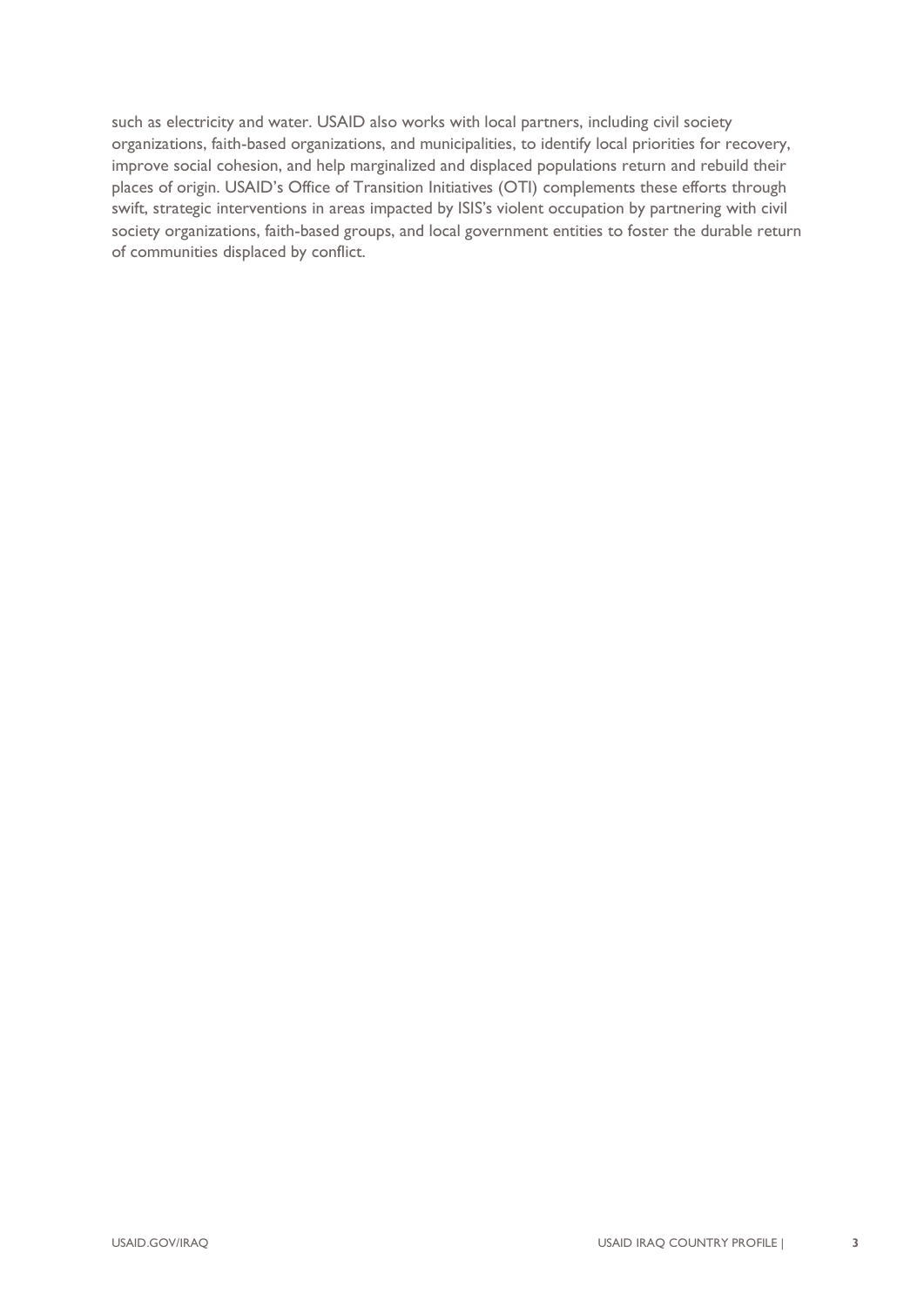such as electricity and water. USAID also works with local partners, including civil society organizations, faith-based organizations, and municipalities, to identify local priorities for recovery, improve social cohesion, and help marginalized and displaced populations return and rebuild their places of origin. USAID's Office of Transition Initiatives (OTI) complements these efforts through swift, strategic interventions in areas impacted by ISIS's violent occupation by partnering with civil society organizations, faith-based groups, and local government entities to foster the durable return of communities displaced by conflict.